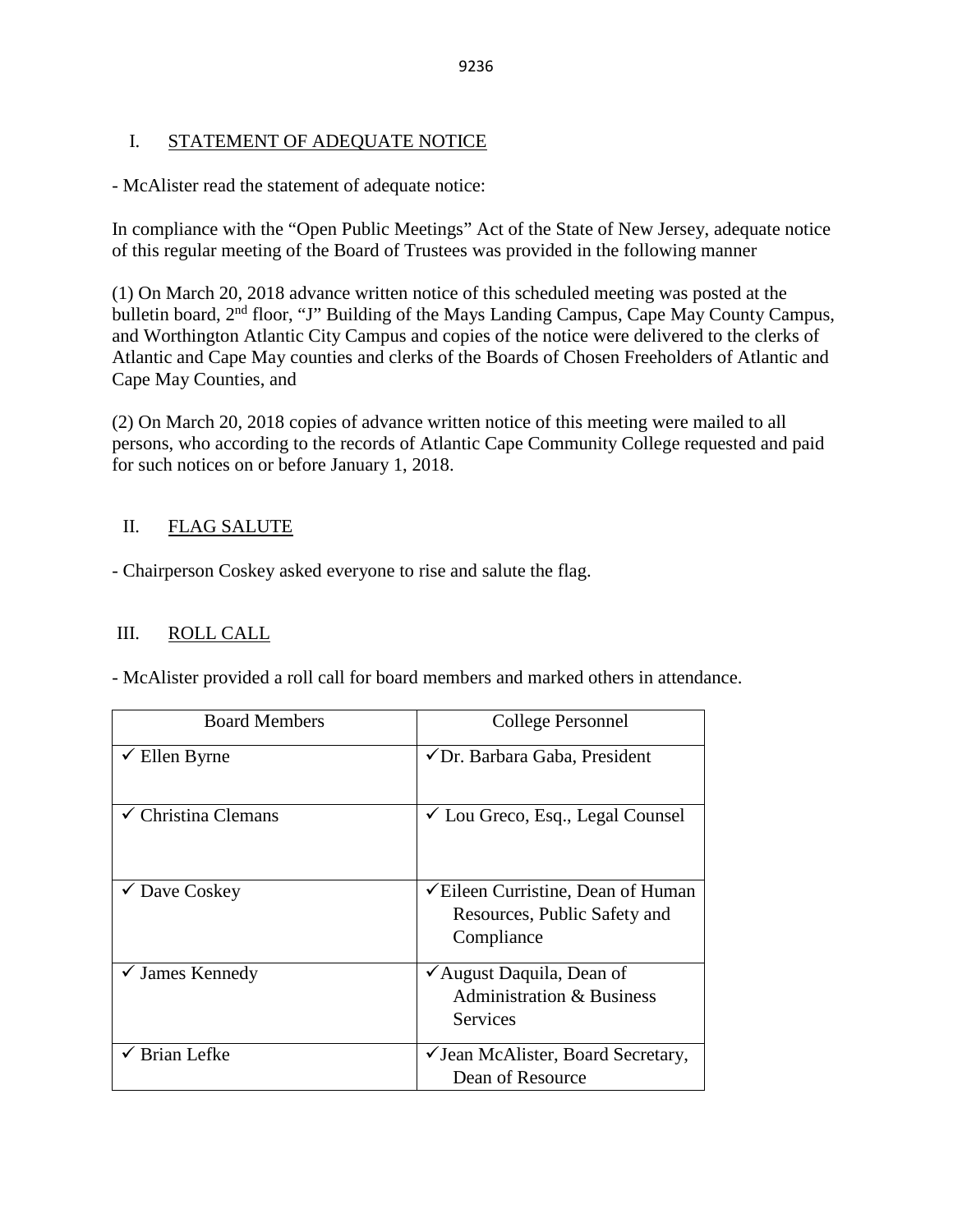## I. STATEMENT OF ADEQUATE NOTICE

- McAlister read the statement of adequate notice:

In compliance with the "Open Public Meetings" Act of the State of New Jersey, adequate notice of this regular meeting of the Board of Trustees was provided in the following manner

(1) On March 20, 2018 advance written notice of this scheduled meeting was posted at the bulletin board, 2nd floor, "J" Building of the Mays Landing Campus, Cape May County Campus, and Worthington Atlantic City Campus and copies of the notice were delivered to the clerks of Atlantic and Cape May counties and clerks of the Boards of Chosen Freeholders of Atlantic and Cape May Counties, and

(2) On March 20, 2018 copies of advance written notice of this meeting were mailed to all persons, who according to the records of Atlantic Cape Community College requested and paid for such notices on or before January 1, 2018.

## II. FLAG SALUTE

- Chairperson Coskey asked everyone to rise and salute the flag.

## III. ROLL CALL

- McAlister provided a roll call for board members and marked others in attendance.

| Board Members | College Personnel |
| --- | --- |
| ✓ Ellen Byrne | ✓Dr. Barbara Gaba, President |
| ✓ Christina Clemans | ✓ Lou Greco, Esq., Legal Counsel |
| ✓ Dave Coskey | ✓Eileen Curristine, Dean of Human Resources, Public Safety and Compliance |
| ✓ James Kennedy | ✓August Daquila, Dean of Administration & Business Services |
| ✓ Brian Lefke | ✓Jean McAlister, Board Secretary, Dean of Resource |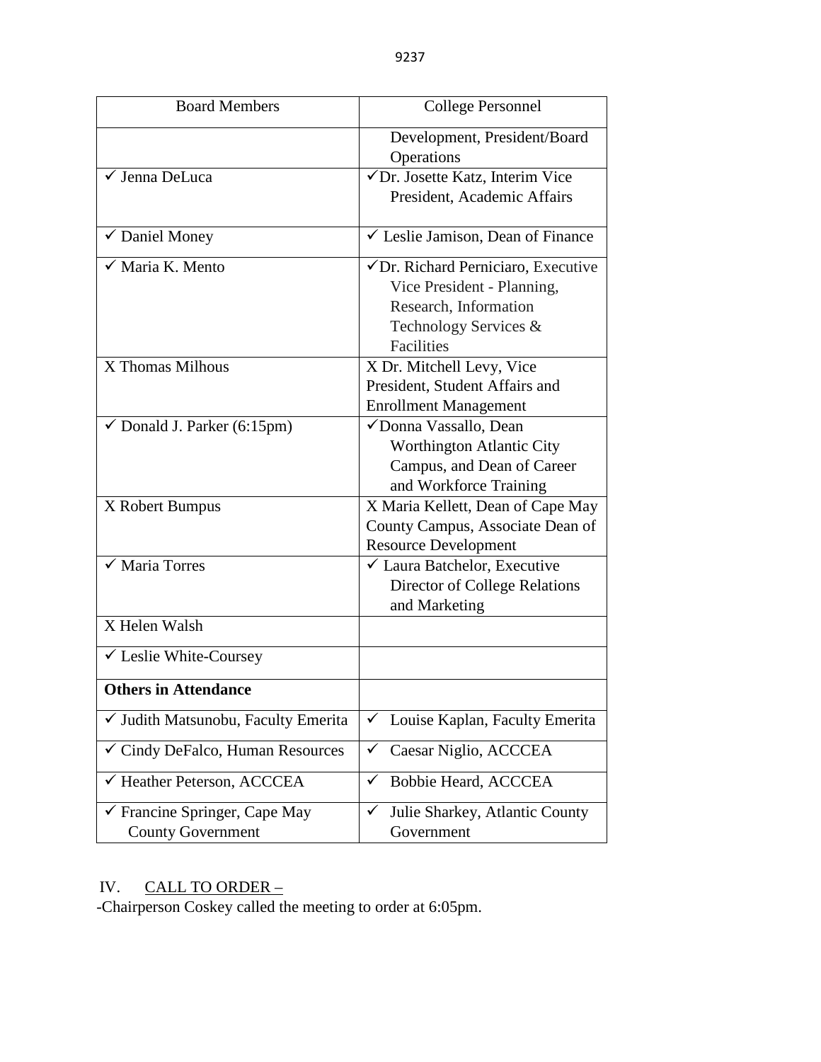| Board Members | College Personnel |
|---|---|
| | Development, President/Board Operations |
| ✓ Jenna DeLuca | ✓Dr. Josette Katz, Interim Vice President, Academic Affairs |
| ✓ Daniel Money | ✓ Leslie Jamison, Dean of Finance |
| ✓ Maria K. Mento | ✓Dr. Richard Perniciaro, Executive Vice President - Planning, Research, Information Technology Services & Facilities |
| X Thomas Milhous | X Dr. Mitchell Levy, Vice President, Student Affairs and Enrollment Management |
| ✓ Donald J. Parker (6:15pm) | ✓Donna Vassallo, Dean Worthington Atlantic City Campus, and Dean of Career and Workforce Training |
| X Robert Bumpus | X Maria Kellett, Dean of Cape May County Campus, Associate Dean of Resource Development |
| ✓ Maria Torres | ✓ Laura Batchelor, Executive Director of College Relations and Marketing |
| X Helen Walsh | |
| ✓ Leslie White-Coursey | |
| **Others in Attendance** | |
| ✓ Judith Matsunobu, Faculty Emerita | ✓ Louise Kaplan, Faculty Emerita |
| ✓ Cindy DeFalco, Human Resources | ✓ Caesar Niglio, ACCCEA |
| ✓ Heather Peterson, ACCCEA | ✓ Bobbie Heard, ACCCEA |
| ✓ Francine Springer, Cape May County Government | ✓ Julie Sharkey, Atlantic County Government |

IV. CALL TO ORDER –

-Chairperson Coskey called the meeting to order at 6:05pm.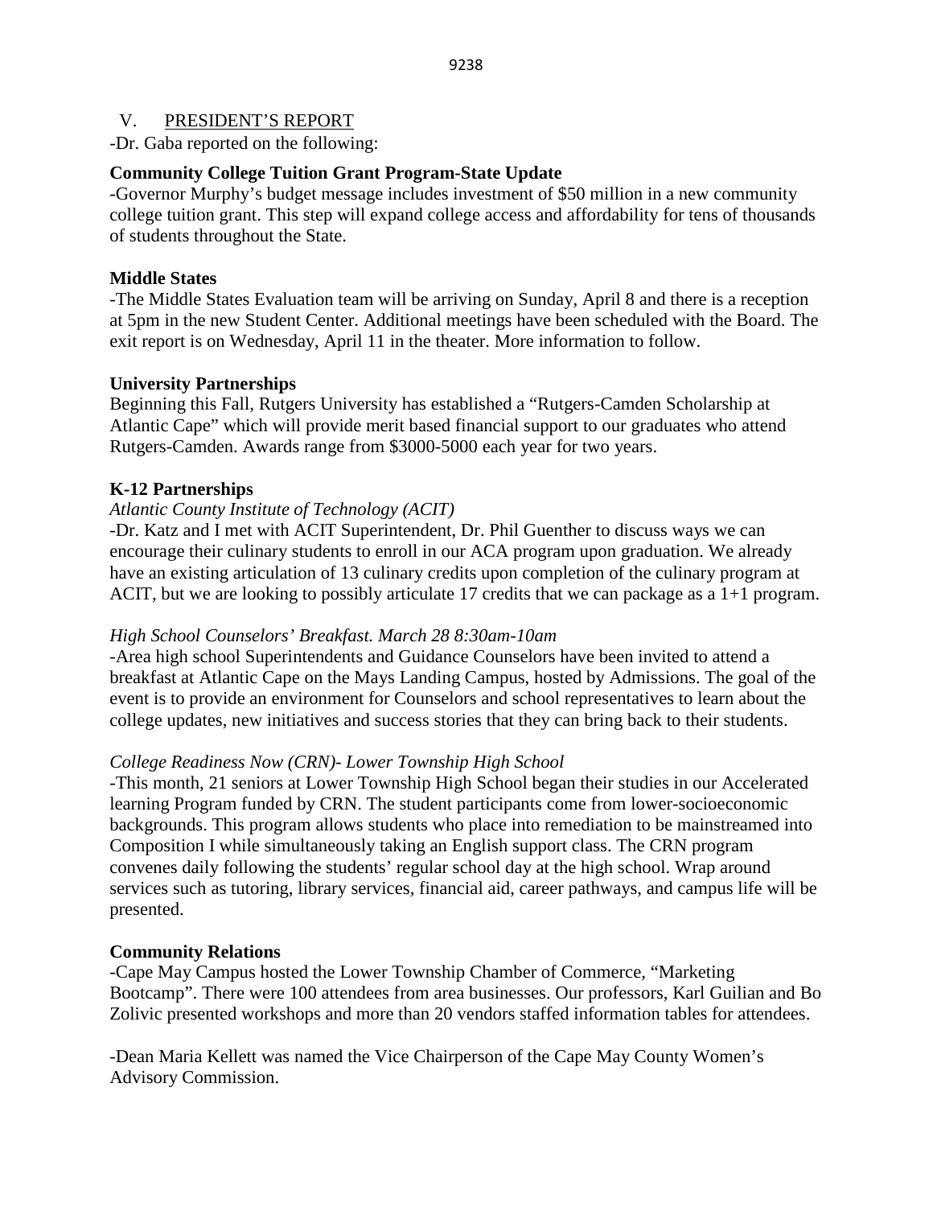## V. PRESIDENT'S REPORT

-Dr. Gaba reported on the following:

**Community College Tuition Grant Program-State Update**

-Governor Murphy's budget message includes investment of $50 million in a new community college tuition grant. This step will expand college access and affordability for tens of thousands of students throughout the State.

**Middle States**

-The Middle States Evaluation team will be arriving on Sunday, April 8 and there is a reception at 5pm in the new Student Center. Additional meetings have been scheduled with the Board. The exit report is on Wednesday, April 11 in the theater. More information to follow.

**University Partnerships**

Beginning this Fall, Rutgers University has established a "Rutgers-Camden Scholarship at Atlantic Cape" which will provide merit based financial support to our graduates who attend Rutgers-Camden. Awards range from $3000-5000 each year for two years.

**K-12 Partnerships**

*Atlantic County Institute of Technology (ACIT)*

-Dr. Katz and I met with ACIT Superintendent, Dr. Phil Guenther to discuss ways we can encourage their culinary students to enroll in our ACA program upon graduation. We already have an existing articulation of 13 culinary credits upon completion of the culinary program at ACIT, but we are looking to possibly articulate 17 credits that we can package as a 1+1 program.

*High School Counselors' Breakfast. March 28 8:30am-10am*

-Area high school Superintendents and Guidance Counselors have been invited to attend a breakfast at Atlantic Cape on the Mays Landing Campus, hosted by Admissions. The goal of the event is to provide an environment for Counselors and school representatives to learn about the college updates, new initiatives and success stories that they can bring back to their students.

*College Readiness Now (CRN)- Lower Township High School*

-This month, 21 seniors at Lower Township High School began their studies in our Accelerated learning Program funded by CRN. The student participants come from lower-socioeconomic backgrounds. This program allows students who place into remediation to be mainstreamed into Composition I while simultaneously taking an English support class. The CRN program convenes daily following the students' regular school day at the high school. Wrap around services such as tutoring, library services, financial aid, career pathways, and campus life will be presented.

**Community Relations**

-Cape May Campus hosted the Lower Township Chamber of Commerce, "Marketing Bootcamp". There were 100 attendees from area businesses. Our professors, Karl Guilian and Bo Zolivic presented workshops and more than 20 vendors staffed information tables for attendees.

-Dean Maria Kellett was named the Vice Chairperson of the Cape May County Women's Advisory Commission.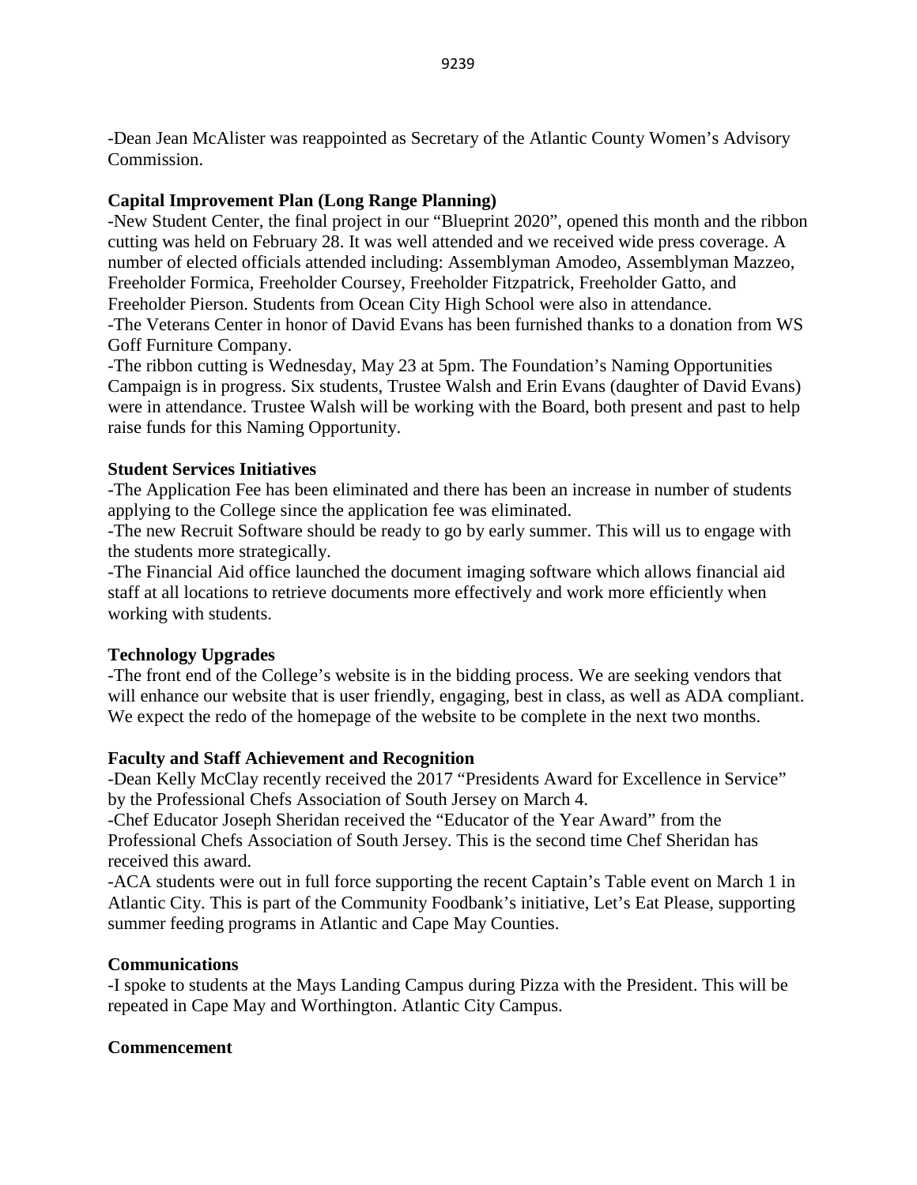-Dean Jean McAlister was reappointed as Secretary of the Atlantic County Women's Advisory Commission.

**Capital Improvement Plan (Long Range Planning)**

-New Student Center, the final project in our "Blueprint 2020", opened this month and the ribbon cutting was held on February 28. It was well attended and we received wide press coverage. A number of elected officials attended including: Assemblyman Amodeo, Assemblyman Mazzeo, Freeholder Formica, Freeholder Coursey, Freeholder Fitzpatrick, Freeholder Gatto, and Freeholder Pierson. Students from Ocean City High School were also in attendance.

-The Veterans Center in honor of David Evans has been furnished thanks to a donation from WS Goff Furniture Company.

-The ribbon cutting is Wednesday, May 23 at 5pm. The Foundation's Naming Opportunities Campaign is in progress. Six students, Trustee Walsh and Erin Evans (daughter of David Evans) were in attendance. Trustee Walsh will be working with the Board, both present and past to help raise funds for this Naming Opportunity.

**Student Services Initiatives**

-The Application Fee has been eliminated and there has been an increase in number of students applying to the College since the application fee was eliminated.

-The new Recruit Software should be ready to go by early summer. This will us to engage with the students more strategically.

-The Financial Aid office launched the document imaging software which allows financial aid staff at all locations to retrieve documents more effectively and work more efficiently when working with students.

**Technology Upgrades**

-The front end of the College's website is in the bidding process. We are seeking vendors that will enhance our website that is user friendly, engaging, best in class, as well as ADA compliant. We expect the redo of the homepage of the website to be complete in the next two months.

**Faculty and Staff Achievement and Recognition**

-Dean Kelly McClay recently received the 2017 "Presidents Award for Excellence in Service" by the Professional Chefs Association of South Jersey on March 4.

-Chef Educator Joseph Sheridan received the "Educator of the Year Award" from the Professional Chefs Association of South Jersey. This is the second time Chef Sheridan has received this award.

-ACA students were out in full force supporting the recent Captain's Table event on March 1 in Atlantic City. This is part of the Community Foodbank's initiative, Let's Eat Please, supporting summer feeding programs in Atlantic and Cape May Counties.

**Communications**

-I spoke to students at the Mays Landing Campus during Pizza with the President. This will be repeated in Cape May and Worthington. Atlantic City Campus.

**Commencement**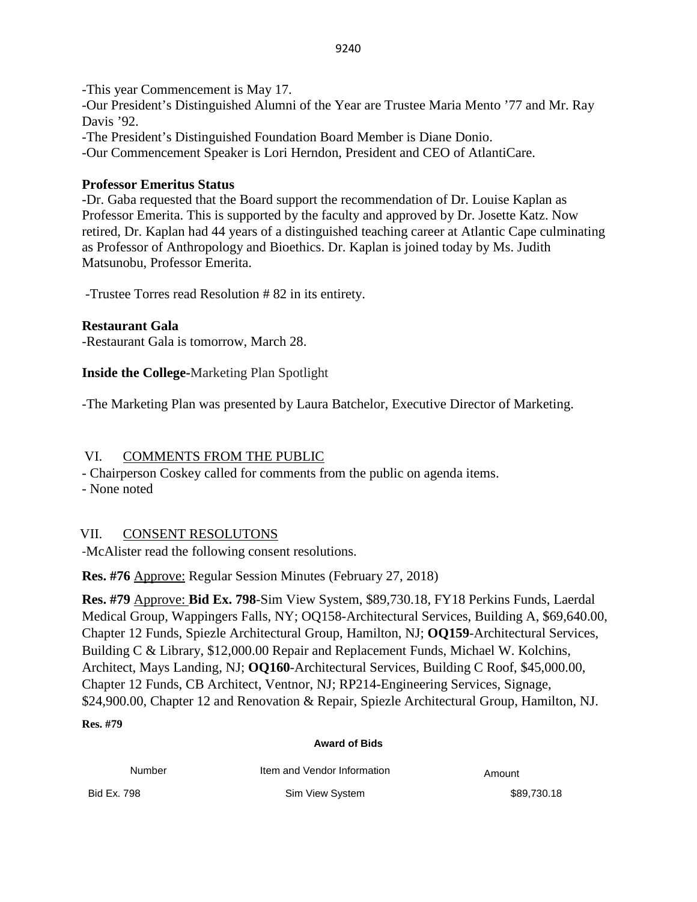-This year Commencement is May 17.
-Our President's Distinguished Alumni of the Year are Trustee Maria Mento '77 and Mr. Ray Davis '92.
-The President's Distinguished Foundation Board Member is Diane Donio.
-Our Commencement Speaker is Lori Herndon, President and CEO of AtlantiCare.

**Professor Emeritus Status**
-Dr. Gaba requested that the Board support the recommendation of Dr. Louise Kaplan as Professor Emerita. This is supported by the faculty and approved by Dr. Josette Katz. Now retired, Dr. Kaplan had 44 years of a distinguished teaching career at Atlantic Cape culminating as Professor of Anthropology and Bioethics. Dr. Kaplan is joined today by Ms. Judith Matsunobu, Professor Emerita.

-Trustee Torres read Resolution # 82 in its entirety.

**Restaurant Gala**
-Restaurant Gala is tomorrow, March 28.

**Inside the College-**Marketing Plan Spotlight

-The Marketing Plan was presented by Laura Batchelor, Executive Director of Marketing.

VI. COMMENTS FROM THE PUBLIC
- Chairperson Coskey called for comments from the public on agenda items.
- None noted

VII. CONSENT RESOLUTONS
-McAlister read the following consent resolutions.

**Res. #76** Approve: Regular Session Minutes (February 27, 2018)

**Res. #79** Approve: **Bid Ex. 798**-Sim View System, $89,730.18, FY18 Perkins Funds, Laerdal Medical Group, Wappingers Falls, NY; OQ158-Architectural Services, Building A, $69,640.00, Chapter 12 Funds, Spiezle Architectural Group, Hamilton, NJ; **OQ159**-Architectural Services, Building C & Library, $12,000.00 Repair and Replacement Funds, Michael W. Kolchins, Architect, Mays Landing, NJ; **OQ160**-Architectural Services, Building C Roof, $45,000.00, Chapter 12 Funds, CB Architect, Ventnor, NJ; RP214-Engineering Services, Signage, $24,900.00, Chapter 12 and Renovation & Repair, Spiezle Architectural Group, Hamilton, NJ.

**Res. #79**

**Award of Bids**

| Number | Item and Vendor Information | Amount |
|---|---|---|
| Bid Ex. 798 | Sim View System | $89,730.18 |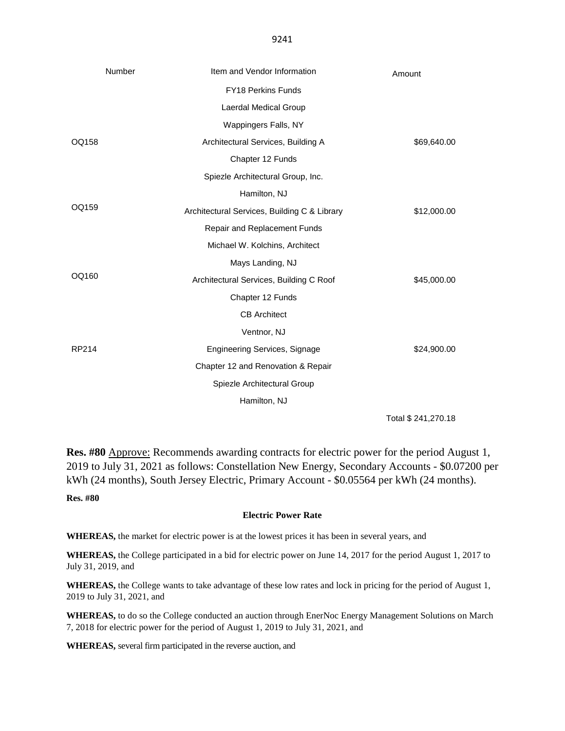| Number | Item and Vendor Information | Amount |
|---|---|---|
| | FY18 Perkins Funds | |
| | Laerdal Medical Group | |
| | Wappingers Falls, NY | |
| OQ158 | Architectural Services, Building A | $69,640.00 |
| | Chapter 12 Funds | |
| | Spiezle Architectural Group, Inc. | |
| | Hamilton, NJ | |
| OQ159 | Architectural Services, Building C & Library | $12,000.00 |
| | Repair and Replacement Funds | |
| | Michael W. Kolchins, Architect | |
| | Mays Landing, NJ | |
| OQ160 | Architectural Services, Building C Roof | $45,000.00 |
| | Chapter 12 Funds | |
| | CB Architect | |
| | Ventnor, NJ | |
| RP214 | Engineering Services, Signage | $24,900.00 |
| | Chapter 12 and Renovation & Repair | |
| | Spiezle Architectural Group | |
| | Hamilton, NJ | |
| | | Total $ 241,270.18 |

**Res. #80** Approve: Recommends awarding contracts for electric power for the period August 1, 2019 to July 31, 2021 as follows: Constellation New Energy, Secondary Accounts - $0.07200 per kWh (24 months), South Jersey Electric, Primary Account - $0.05564 per kWh (24 months).

**Res. #80**

**Electric Power Rate**

**WHEREAS,** the market for electric power is at the lowest prices it has been in several years, and

**WHEREAS,** the College participated in a bid for electric power on June 14, 2017 for the period August 1, 2017 to July 31, 2019, and

**WHEREAS,** the College wants to take advantage of these low rates and lock in pricing for the period of August 1, 2019 to July 31, 2021, and

**WHEREAS,** to do so the College conducted an auction through EnerNoc Energy Management Solutions on March 7, 2018 for electric power for the period of August 1, 2019 to July 31, 2021, and

**WHEREAS,** several firm participated in the reverse auction, and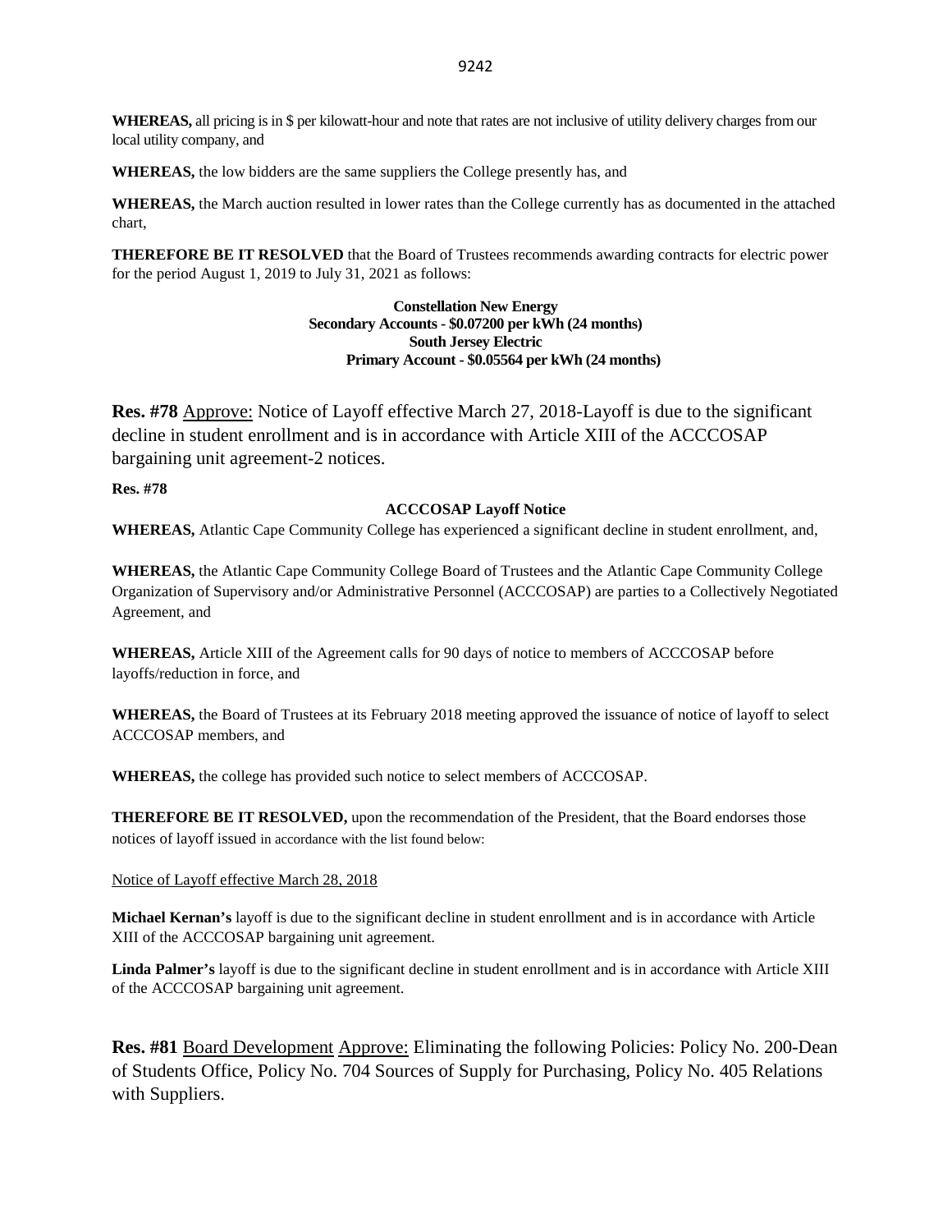**WHEREAS,** all pricing is in $ per kilowatt-hour and note that rates are not inclusive of utility delivery charges from our local utility company, and

**WHEREAS,** the low bidders are the same suppliers the College presently has, and

**WHEREAS,** the March auction resulted in lower rates than the College currently has as documented in the attached chart,

**THEREFORE BE IT RESOLVED** that the Board of Trustees recommends awarding contracts for electric power for the period August 1, 2019 to July 31, 2021 as follows:

**Constellation New Energy**
**Secondary Accounts - $0.07200 per kWh (24 months)**
**South Jersey Electric**
**Primary Account - $0.05564 per kWh (24 months)**

**Res. #78** Approve: Notice of Layoff effective March 27, 2018-Layoff is due to the significant decline in student enrollment and is in accordance with Article XIII of the ACCCOSAP bargaining unit agreement-2 notices.

**Res. #78**

**ACCCOSAP Layoff Notice**

**WHEREAS,** Atlantic Cape Community College has experienced a significant decline in student enrollment, and,

**WHEREAS,** the Atlantic Cape Community College Board of Trustees and the Atlantic Cape Community College Organization of Supervisory and/or Administrative Personnel (ACCCOSAP) are parties to a Collectively Negotiated Agreement, and

**WHEREAS,** Article XIII of the Agreement calls for 90 days of notice to members of ACCCOSAP before layoffs/reduction in force, and

**WHEREAS,** the Board of Trustees at its February 2018 meeting approved the issuance of notice of layoff to select ACCCOSAP members, and

**WHEREAS,** the college has provided such notice to select members of ACCCOSAP.

**THEREFORE BE IT RESOLVED,** upon the recommendation of the President, that the Board endorses those notices of layoff issued in accordance with the list found below:

Notice of Layoff effective March 28, 2018

**Michael Kernan's** layoff is due to the significant decline in student enrollment and is in accordance with Article XIII of the ACCCOSAP bargaining unit agreement.

**Linda Palmer's** layoff is due to the significant decline in student enrollment and is in accordance with Article XIII of the ACCCOSAP bargaining unit agreement.

**Res. #81** Board Development Approve: Eliminating the following Policies: Policy No. 200-Dean of Students Office, Policy No. 704 Sources of Supply for Purchasing, Policy No. 405 Relations with Suppliers.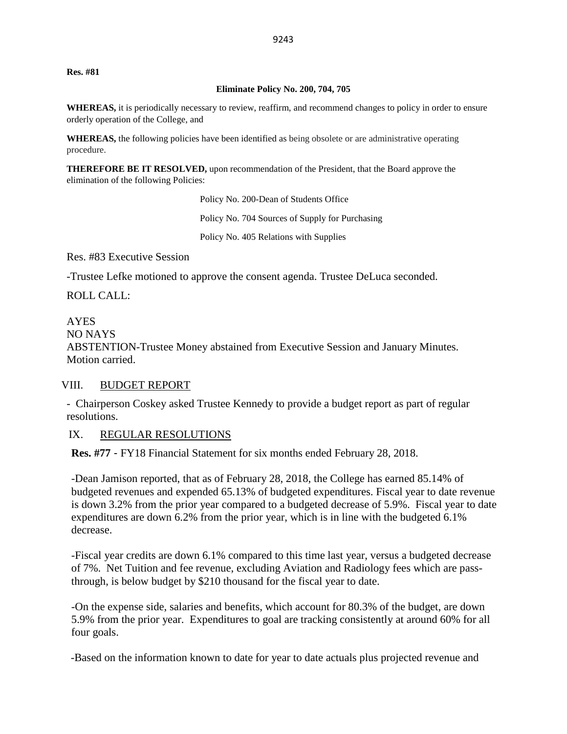**Res. #81**

**Eliminate Policy No. 200, 704, 705**

**WHEREAS,** it is periodically necessary to review, reaffirm, and recommend changes to policy in order to ensure orderly operation of the College, and

**WHEREAS,** the following policies have been identified as being obsolete or are administrative operating procedure.

**THEREFORE BE IT RESOLVED,** upon recommendation of the President, that the Board approve the elimination of the following Policies:

Policy No. 200-Dean of Students Office

Policy No. 704 Sources of Supply for Purchasing

Policy No. 405 Relations with Supplies

Res. #83 Executive Session

-Trustee Lefke motioned to approve the consent agenda. Trustee DeLuca seconded.

ROLL CALL:

AYES
NO NAYS
ABSTENTION-Trustee Money abstained from Executive Session and January Minutes.
Motion carried.

## VIII. BUDGET REPORT

- Chairperson Coskey asked Trustee Kennedy to provide a budget report as part of regular resolutions.

## IX. REGULAR RESOLUTIONS

**Res. #77** - FY18 Financial Statement for six months ended February 28, 2018.

-Dean Jamison reported, that as of February 28, 2018, the College has earned 85.14% of budgeted revenues and expended 65.13% of budgeted expenditures. Fiscal year to date revenue is down 3.2% from the prior year compared to a budgeted decrease of 5.9%. Fiscal year to date expenditures are down 6.2% from the prior year, which is in line with the budgeted 6.1% decrease.

-Fiscal year credits are down 6.1% compared to this time last year, versus a budgeted decrease of 7%. Net Tuition and fee revenue, excluding Aviation and Radiology fees which are pass-through, is below budget by $210 thousand for the fiscal year to date.

-On the expense side, salaries and benefits, which account for 80.3% of the budget, are down 5.9% from the prior year. Expenditures to goal are tracking consistently at around 60% for all four goals.

-Based on the information known to date for year to date actuals plus projected revenue and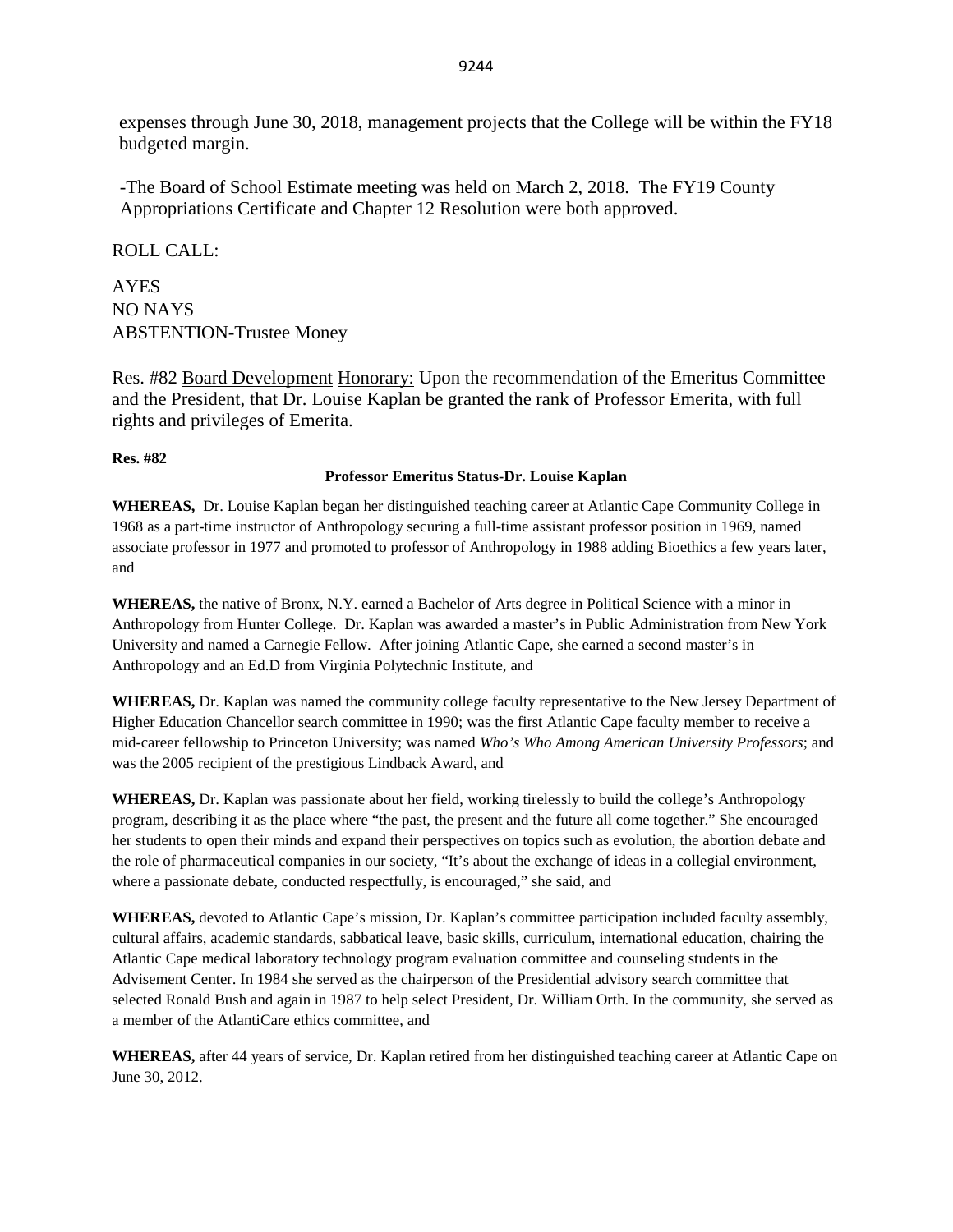expenses through June 30, 2018, management projects that the College will be within the FY18 budgeted margin.

-The Board of School Estimate meeting was held on March 2, 2018. The FY19 County Appropriations Certificate and Chapter 12 Resolution were both approved.

ROLL CALL:

AYES
NO NAYS
ABSTENTION-Trustee Money

Res. #82 Board Development Honorary: Upon the recommendation of the Emeritus Committee and the President, that Dr. Louise Kaplan be granted the rank of Professor Emerita, with full rights and privileges of Emerita.

**Res. #82**

**Professor Emeritus Status-Dr. Louise Kaplan**

**WHEREAS,** Dr. Louise Kaplan began her distinguished teaching career at Atlantic Cape Community College in 1968 as a part-time instructor of Anthropology securing a full-time assistant professor position in 1969, named associate professor in 1977 and promoted to professor of Anthropology in 1988 adding Bioethics a few years later, and

**WHEREAS,** the native of Bronx, N.Y. earned a Bachelor of Arts degree in Political Science with a minor in Anthropology from Hunter College. Dr. Kaplan was awarded a master's in Public Administration from New York University and named a Carnegie Fellow. After joining Atlantic Cape, she earned a second master's in Anthropology and an Ed.D from Virginia Polytechnic Institute, and

**WHEREAS,** Dr. Kaplan was named the community college faculty representative to the New Jersey Department of Higher Education Chancellor search committee in 1990; was the first Atlantic Cape faculty member to receive a mid-career fellowship to Princeton University; was named *Who's Who Among American University Professors*; and was the 2005 recipient of the prestigious Lindback Award, and

**WHEREAS,** Dr. Kaplan was passionate about her field, working tirelessly to build the college's Anthropology program, describing it as the place where "the past, the present and the future all come together." She encouraged her students to open their minds and expand their perspectives on topics such as evolution, the abortion debate and the role of pharmaceutical companies in our society, "It's about the exchange of ideas in a collegial environment, where a passionate debate, conducted respectfully, is encouraged," she said, and

**WHEREAS,** devoted to Atlantic Cape's mission, Dr. Kaplan's committee participation included faculty assembly, cultural affairs, academic standards, sabbatical leave, basic skills, curriculum, international education, chairing the Atlantic Cape medical laboratory technology program evaluation committee and counseling students in the Advisement Center. In 1984 she served as the chairperson of the Presidential advisory search committee that selected Ronald Bush and again in 1987 to help select President, Dr. William Orth. In the community, she served as a member of the AtlantiCare ethics committee, and

**WHEREAS,** after 44 years of service, Dr. Kaplan retired from her distinguished teaching career at Atlantic Cape on June 30, 2012.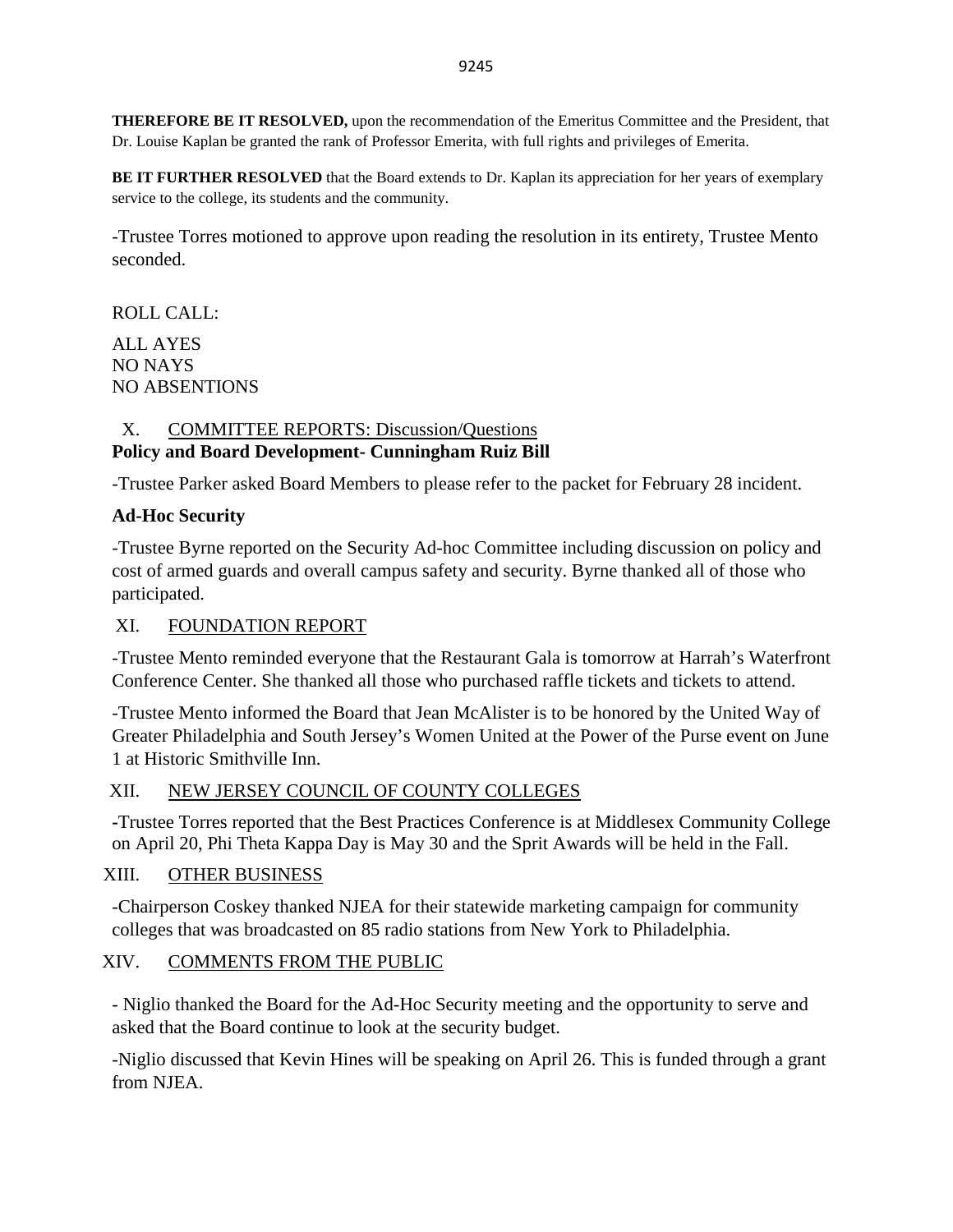**THEREFORE BE IT RESOLVED,** upon the recommendation of the Emeritus Committee and the President, that Dr. Louise Kaplan be granted the rank of Professor Emerita, with full rights and privileges of Emerita.

**BE IT FURTHER RESOLVED** that the Board extends to Dr. Kaplan its appreciation for her years of exemplary service to the college, its students and the community.

-Trustee Torres motioned to approve upon reading the resolution in its entirety, Trustee Mento seconded.

ROLL CALL:

ALL AYES
NO NAYS
NO ABSENTIONS

X. COMMITTEE REPORTS: Discussion/Questions

**Policy and Board Development- Cunningham Ruiz Bill**

-Trustee Parker asked Board Members to please refer to the packet for February 28 incident.

**Ad-Hoc Security**

-Trustee Byrne reported on the Security Ad-hoc Committee including discussion on policy and cost of armed guards and overall campus safety and security. Byrne thanked all of those who participated.

XI. FOUNDATION REPORT

-Trustee Mento reminded everyone that the Restaurant Gala is tomorrow at Harrah's Waterfront Conference Center. She thanked all those who purchased raffle tickets and tickets to attend.

-Trustee Mento informed the Board that Jean McAlister is to be honored by the United Way of Greater Philadelphia and South Jersey's Women United at the Power of the Purse event on June 1 at Historic Smithville Inn.

XII. NEW JERSEY COUNCIL OF COUNTY COLLEGES

-Trustee Torres reported that the Best Practices Conference is at Middlesex Community College on April 20, Phi Theta Kappa Day is May 30 and the Sprit Awards will be held in the Fall.

XIII. OTHER BUSINESS

-Chairperson Coskey thanked NJEA for their statewide marketing campaign for community colleges that was broadcasted on 85 radio stations from New York to Philadelphia.

XIV. COMMENTS FROM THE PUBLIC

- Niglio thanked the Board for the Ad-Hoc Security meeting and the opportunity to serve and asked that the Board continue to look at the security budget.

-Niglio discussed that Kevin Hines will be speaking on April 26. This is funded through a grant from NJEA.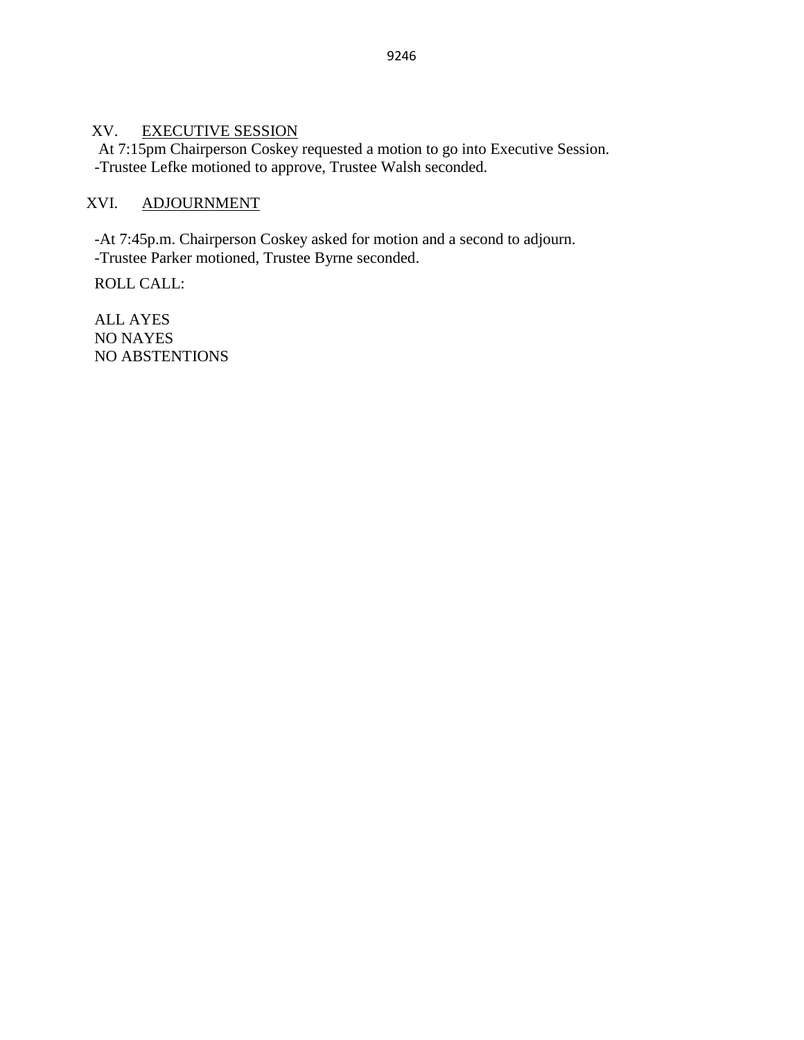## XV. EXECUTIVE SESSION

At 7:15pm Chairperson Coskey requested a motion to go into Executive Session.
-Trustee Lefke motioned to approve, Trustee Walsh seconded.

## XVI. ADJOURNMENT

-At 7:45p.m. Chairperson Coskey asked for motion and a second to adjourn.
-Trustee Parker motioned, Trustee Byrne seconded.

ROLL CALL:

ALL AYES
NO NAYES
NO ABSTENTIONS